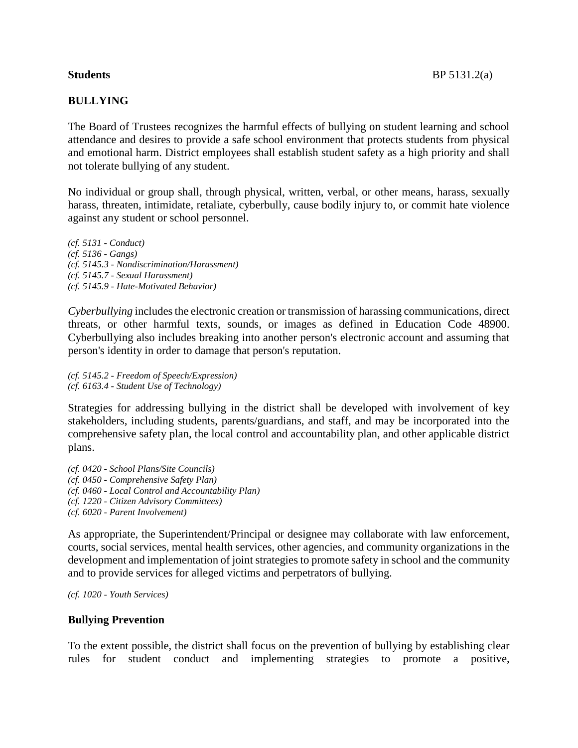**Students** BP 5131.2(a)

## BULLYING

The Board of Trustees recognizes the harmful effects of bullying on student learning and school attendance and desires to provide a safe school environment that protects students from physical and emotional harm. District employees shall establish student safety as a high priority and shall not tolerate bullying of any student.

No individual or group shall, through physical, written, verbal, or other means, harass, sexually harass, threaten, intimidate, retaliate, cyberbully, cause bodily injury to, or commit hate violence against any student or school personnel.

*(cf. 5131 - Conduct)*
*(cf. 5136 - Gangs)*
*(cf. 5145.3 - Nondiscrimination/Harassment)*
*(cf. 5145.7 - Sexual Harassment)*
*(cf. 5145.9 - Hate-Motivated Behavior)*

*Cyberbullying* includes the electronic creation or transmission of harassing communications, direct threats, or other harmful texts, sounds, or images as defined in Education Code 48900. Cyberbullying also includes breaking into another person's electronic account and assuming that person's identity in order to damage that person's reputation.

*(cf. 5145.2 - Freedom of Speech/Expression)*
*(cf. 6163.4 - Student Use of Technology)*

Strategies for addressing bullying in the district shall be developed with involvement of key stakeholders, including students, parents/guardians, and staff, and may be incorporated into the comprehensive safety plan, the local control and accountability plan, and other applicable district plans.

*(cf. 0420 - School Plans/Site Councils)*
*(cf. 0450 - Comprehensive Safety Plan)*
*(cf. 0460 - Local Control and Accountability Plan)*
*(cf. 1220 - Citizen Advisory Committees)*
*(cf. 6020 - Parent Involvement)*

As appropriate, the Superintendent/Principal or designee may collaborate with law enforcement, courts, social services, mental health services, other agencies, and community organizations in the development and implementation of joint strategies to promote safety in school and the community and to provide services for alleged victims and perpetrators of bullying.

*(cf. 1020 - Youth Services)*

### Bullying Prevention

To the extent possible, the district shall focus on the prevention of bullying by establishing clear rules for student conduct and implementing strategies to promote a positive,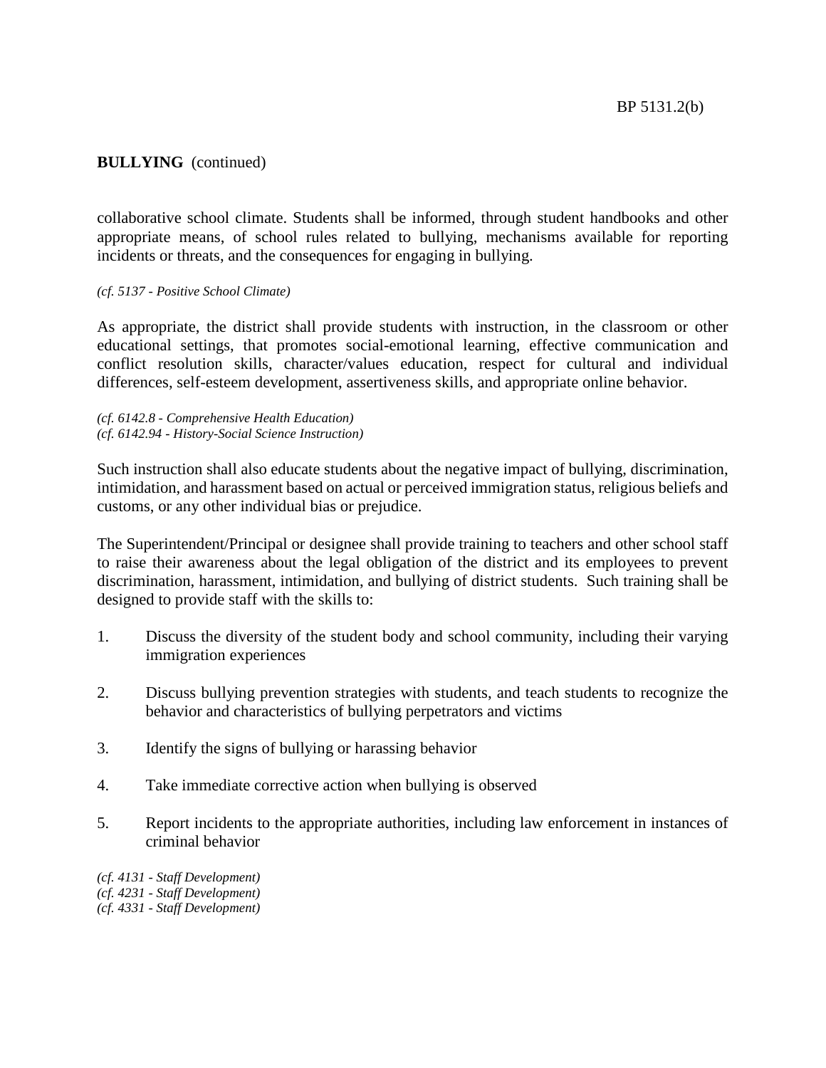**BULLYING** (continued)

collaborative school climate. Students shall be informed, through student handbooks and other appropriate means, of school rules related to bullying, mechanisms available for reporting incidents or threats, and the consequences for engaging in bullying.

*(cf. 5137 - Positive School Climate)*

As appropriate, the district shall provide students with instruction, in the classroom or other educational settings, that promotes social-emotional learning, effective communication and conflict resolution skills, character/values education, respect for cultural and individual differences, self-esteem development, assertiveness skills, and appropriate online behavior.

*(cf. 6142.8 - Comprehensive Health Education)*
*(cf. 6142.94 - History-Social Science Instruction)*

Such instruction shall also educate students about the negative impact of bullying, discrimination, intimidation, and harassment based on actual or perceived immigration status, religious beliefs and customs, or any other individual bias or prejudice.

The Superintendent/Principal or designee shall provide training to teachers and other school staff to raise their awareness about the legal obligation of the district and its employees to prevent discrimination, harassment, intimidation, and bullying of district students. Such training shall be designed to provide staff with the skills to:

1. Discuss the diversity of the student body and school community, including their varying immigration experiences

2. Discuss bullying prevention strategies with students, and teach students to recognize the behavior and characteristics of bullying perpetrators and victims

3. Identify the signs of bullying or harassing behavior

4. Take immediate corrective action when bullying is observed

5. Report incidents to the appropriate authorities, including law enforcement in instances of criminal behavior

*(cf. 4131 - Staff Development)*
*(cf. 4231 - Staff Development)*
*(cf. 4331 - Staff Development)*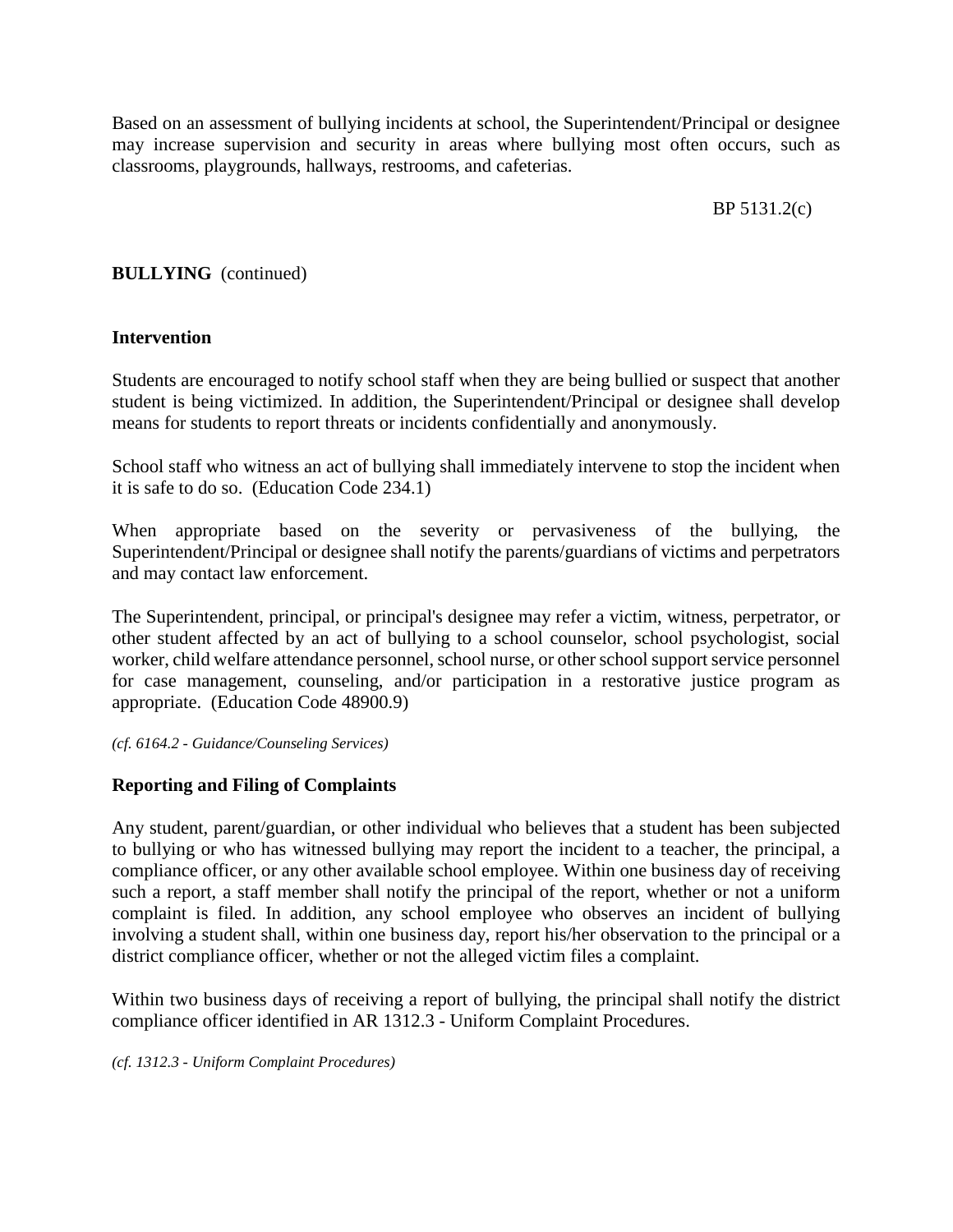Based on an assessment of bullying incidents at school, the Superintendent/Principal or designee may increase supervision and security in areas where bullying most often occurs, such as classrooms, playgrounds, hallways, restrooms, and cafeterias.

**BULLYING** (continued)

### Intervention

Students are encouraged to notify school staff when they are being bullied or suspect that another student is being victimized. In addition, the Superintendent/Principal or designee shall develop means for students to report threats or incidents confidentially and anonymously.

School staff who witness an act of bullying shall immediately intervene to stop the incident when it is safe to do so. (Education Code 234.1)

When appropriate based on the severity or pervasiveness of the bullying, the Superintendent/Principal or designee shall notify the parents/guardians of victims and perpetrators and may contact law enforcement.

The Superintendent, principal, or principal's designee may refer a victim, witness, perpetrator, or other student affected by an act of bullying to a school counselor, school psychologist, social worker, child welfare attendance personnel, school nurse, or other school support service personnel for case management, counseling, and/or participation in a restorative justice program as appropriate. (Education Code 48900.9)

*(cf. 6164.2 - Guidance/Counseling Services)*

### Reporting and Filing of Complaints

Any student, parent/guardian, or other individual who believes that a student has been subjected to bullying or who has witnessed bullying may report the incident to a teacher, the principal, a compliance officer, or any other available school employee. Within one business day of receiving such a report, a staff member shall notify the principal of the report, whether or not a uniform complaint is filed. In addition, any school employee who observes an incident of bullying involving a student shall, within one business day, report his/her observation to the principal or a district compliance officer, whether or not the alleged victim files a complaint.

Within two business days of receiving a report of bullying, the principal shall notify the district compliance officer identified in AR 1312.3 - Uniform Complaint Procedures.

*(cf. 1312.3 - Uniform Complaint Procedures)*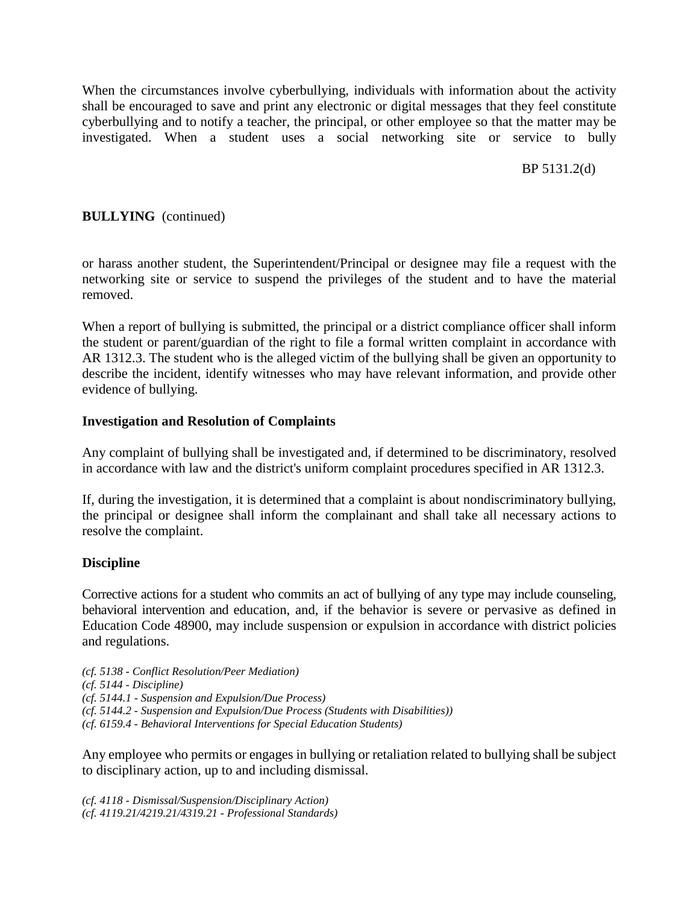When the circumstances involve cyberbullying, individuals with information about the activity shall be encouraged to save and print any electronic or digital messages that they feel constitute cyberbullying and to notify a teacher, the principal, or other employee so that the matter may be investigated. When a student uses a social networking site or service to bully or harass another student, the Superintendent/Principal or designee may file a request with the networking site or service to suspend the privileges of the student and to have the material removed.

When a report of bullying is submitted, the principal or a district compliance officer shall inform the student or parent/guardian of the right to file a formal written complaint in accordance with AR 1312.3. The student who is the alleged victim of the bullying shall be given an opportunity to describe the incident, identify witnesses who may have relevant information, and provide other evidence of bullying.

**Investigation and Resolution of Complaints**

Any complaint of bullying shall be investigated and, if determined to be discriminatory, resolved in accordance with law and the district's uniform complaint procedures specified in AR 1312.3.

If, during the investigation, it is determined that a complaint is about nondiscriminatory bullying, the principal or designee shall inform the complainant and shall take all necessary actions to resolve the complaint.

**Discipline**

Corrective actions for a student who commits an act of bullying of any type may include counseling, behavioral intervention and education, and, if the behavior is severe or pervasive as defined in Education Code 48900, may include suspension or expulsion in accordance with district policies and regulations.

*(cf. 5138 - Conflict Resolution/Peer Mediation)*
*(cf. 5144 - Discipline)*
*(cf. 5144.1 - Suspension and Expulsion/Due Process)*
*(cf. 5144.2 - Suspension and Expulsion/Due Process (Students with Disabilities))*
*(cf. 6159.4 - Behavioral Interventions for Special Education Students)*

Any employee who permits or engages in bullying or retaliation related to bullying shall be subject to disciplinary action, up to and including dismissal.

*(cf. 4118 - Dismissal/Suspension/Disciplinary Action)*
*(cf. 4119.21/4219.21/4319.21 - Professional Standards)*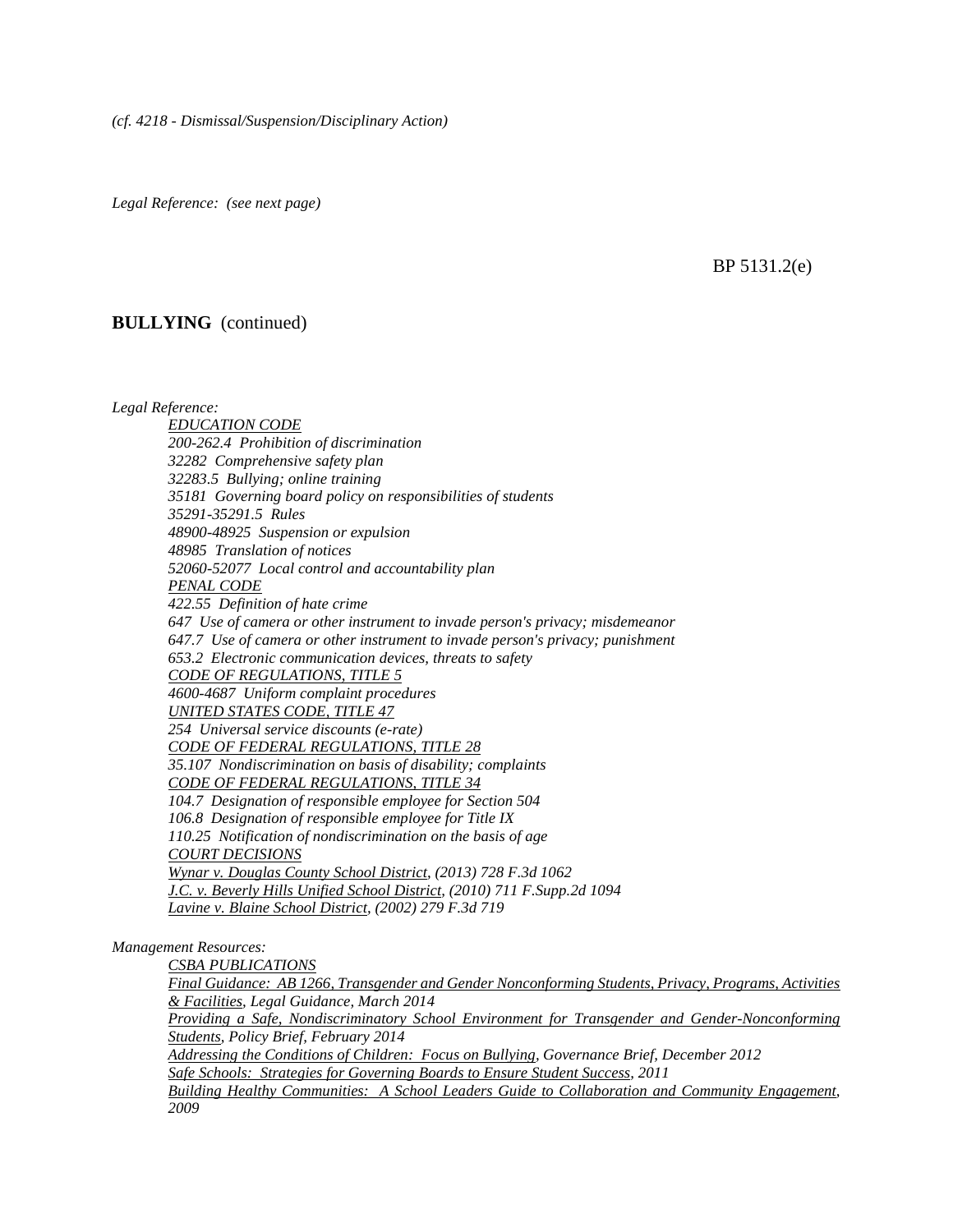*(cf. 4218 - Dismissal/Suspension/Disciplinary Action)*

*Legal Reference: (see next page)*

BP 5131.2(e)

**BULLYING** (continued)

*Legal Reference:*

*EDUCATION CODE*
*200-262.4 Prohibition of discrimination*
*32282 Comprehensive safety plan*
*32283.5 Bullying; online training*
*35181 Governing board policy on responsibilities of students*
*35291-35291.5 Rules*
*48900-48925 Suspension or expulsion*
*48985 Translation of notices*
*52060-52077 Local control and accountability plan*
*PENAL CODE*
*422.55 Definition of hate crime*
*647 Use of camera or other instrument to invade person's privacy; misdemeanor*
*647.7 Use of camera or other instrument to invade person's privacy; punishment*
*653.2 Electronic communication devices, threats to safety*
*CODE OF REGULATIONS, TITLE 5*
*4600-4687 Uniform complaint procedures*
*UNITED STATES CODE, TITLE 47*
*254 Universal service discounts (e-rate)*
*CODE OF FEDERAL REGULATIONS, TITLE 28*
*35.107 Nondiscrimination on basis of disability; complaints*
*CODE OF FEDERAL REGULATIONS, TITLE 34*
*104.7 Designation of responsible employee for Section 504*
*106.8 Designation of responsible employee for Title IX*
*110.25 Notification of nondiscrimination on the basis of age*
*COURT DECISIONS*
*Wynar v. Douglas County School District, (2013) 728 F.3d 1062*
*J.C. v. Beverly Hills Unified School District, (2010) 711 F.Supp.2d 1094*
*Lavine v. Blaine School District, (2002) 279 F.3d 719*

*Management Resources:*

*CSBA PUBLICATIONS*
*Final Guidance: AB 1266, Transgender and Gender Nonconforming Students, Privacy, Programs, Activities & Facilities, Legal Guidance, March 2014*
*Providing a Safe, Nondiscriminatory School Environment for Transgender and Gender-Nonconforming Students, Policy Brief, February 2014*
*Addressing the Conditions of Children: Focus on Bullying, Governance Brief, December 2012*
*Safe Schools: Strategies for Governing Boards to Ensure Student Success, 2011*
*Building Healthy Communities: A School Leaders Guide to Collaboration and Community Engagement, 2009*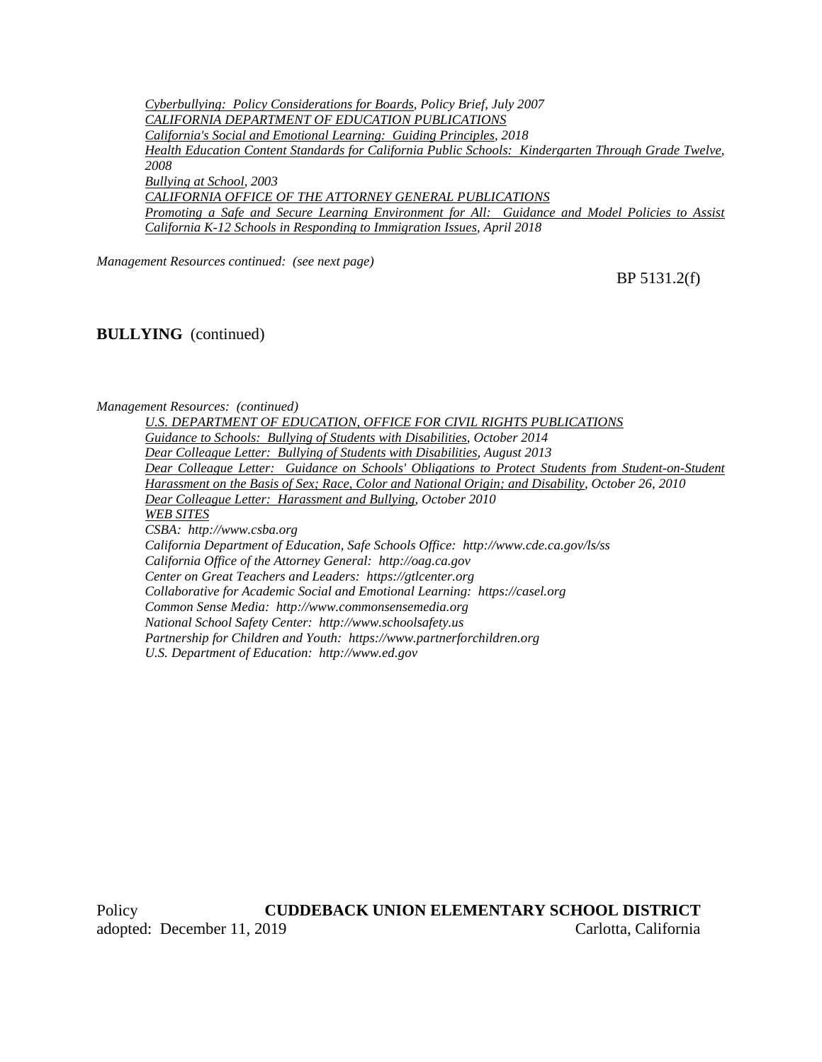*Cyberbullying: Policy Considerations for Boards, Policy Brief, July 2007*
*CALIFORNIA DEPARTMENT OF EDUCATION PUBLICATIONS*
*California's Social and Emotional Learning: Guiding Principles, 2018*
*Health Education Content Standards for California Public Schools: Kindergarten Through Grade Twelve, 2008*
*Bullying at School, 2003*
*CALIFORNIA OFFICE OF THE ATTORNEY GENERAL PUBLICATIONS*
*Promoting a Safe and Secure Learning Environment for All: Guidance and Model Policies to Assist California K-12 Schools in Responding to Immigration Issues, April 2018*

*Management Resources continued: (see next page)*

BP 5131.2(f)

**BULLYING** (continued)

*Management Resources: (continued)*
*U.S. DEPARTMENT OF EDUCATION, OFFICE FOR CIVIL RIGHTS PUBLICATIONS*
*Guidance to Schools: Bullying of Students with Disabilities, October 2014*
*Dear Colleague Letter: Bullying of Students with Disabilities, August 2013*
*Dear Colleague Letter: Guidance on Schools' Obligations to Protect Students from Student-on-Student Harassment on the Basis of Sex; Race, Color and National Origin; and Disability, October 26, 2010*
*Dear Colleague Letter: Harassment and Bullying, October 2010*
*WEB SITES*
*CSBA: http://www.csba.org*
*California Department of Education, Safe Schools Office: http://www.cde.ca.gov/ls/ss*
*California Office of the Attorney General: http://oag.ca.gov*
*Center on Great Teachers and Leaders: https://gtlcenter.org*
*Collaborative for Academic Social and Emotional Learning: https://casel.org*
*Common Sense Media: http://www.commonsensemedia.org*
*National School Safety Center: http://www.schoolsafety.us*
*Partnership for Children and Youth: https://www.partnerforchildren.org*
*U.S. Department of Education: http://www.ed.gov*

Policy **CUDDEBACK UNION ELEMENTARY SCHOOL DISTRICT**
adopted: December 11, 2019 Carlotta, California